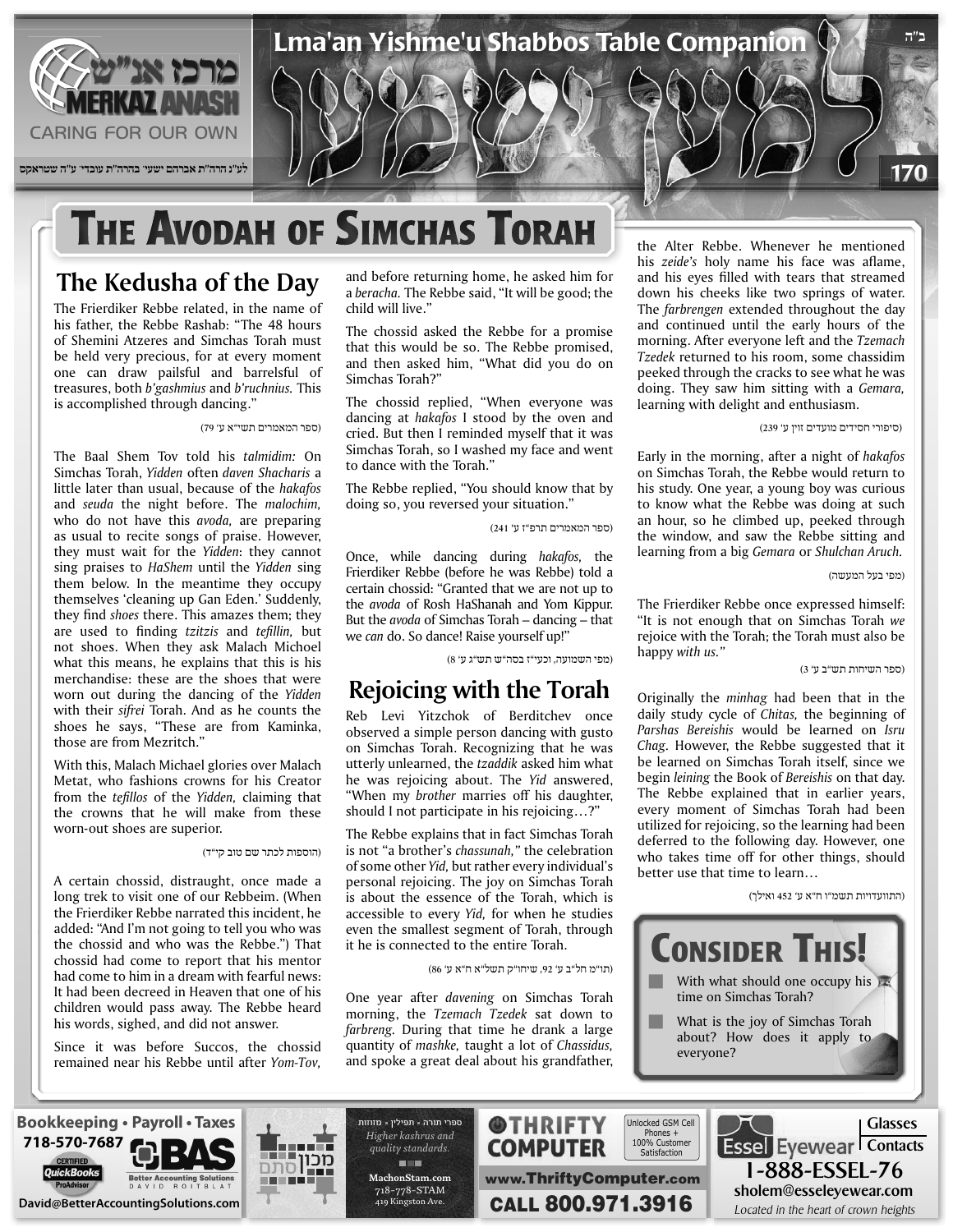# THE AVODAH OF SIMCHAS TORAH

## The Kedusha of the Day

The Frierdiker Rebbe related, in the name of his father, the Rebbe Rashab: "The 48 hours of Shemini Atzeres and Simchas Torah must be held very precious, for at every moment one can draw pailsful and barrelsful of treasures, both *b'gashmius* and *b'ruchnius.* This is accomplished through dancing."

(ספר המאמרים תש"א ע' 79)

The Baal Shem Tov told his *talmidim:* On Simchas Torah, *Yidden* often *daven Shacharis* a little later than usual, because of the *hakafos* and *seuda* the night before. The *malochim,* who do not have this *avoda,* are preparing as usual to recite songs of praise. However, they must wait for the *Yidden*: they cannot sing praises to *HaShem* until the *Yidden* sing them below. In the meantime they occupy themselves 'cleaning up Gan Eden.' Suddenly, they find *shoes* there. This amazes them; they are used to finding *tzitzis* and *tefillin,* but not shoes. When they ask Malach Michoel what this means, he explains that this is his merchandise: these are the shoes that were worn out during the dancing of the *Yidden* with their *sifrei* Torah. And as he counts the shoes he says, "These are from Kaminka, those are from Mezritch."

With this, Malach Michael glories over Malach Metat, who fashions crowns for his Creator from the *tefillos* of the *Yidden,* claiming that the crowns that he will make from these worn-out shoes are superior.

(הוספות לכתר שם טוב קי"ד)

A certain chossid, distraught, once made a long trek to visit one of our Rebbeim. (When the Frierdiker Rebbe narrated this incident, he added: "And I'm not going to tell you who was the chossid and who was the Rebbe.") That chossid had come to report that his mentor had come to him in a dream with fearful news: It had been decreed in Heaven that one of his children would pass away. The Rebbe heard his words, sighed, and did not answer.

Since it was before Succos, the chossid remained near his Rebbe until after *Yom-Tov,* and before returning home, he asked him for a *beracha*. The Rebbe said, "It will be good; the child will live."

The chossid asked the Rebbe for a promise that this would be so. The Rebbe promised, and then asked him, "What did you do on Simchas Torah?"

The chossid replied, "When everyone was dancing at *hakafos* I stood by the oven and cried. But then I reminded myself that it was Simchas Torah, so I washed my face and went to dance with the Torah."

The Rebbe replied, "You should know that by doing so, you reversed your situation."

(ספר המאמרים תרפ"ז ע' 241)

Once, while dancing during *hakafos,* the Frierdiker Rebbe (before he was Rebbe) told a certain chossid: "Granted that we are not up to the *avoda* of Rosh HaShanah and Yom Kippur. But the *avoda* of Simchas Torah – dancing – that we *can* do. So dance! Raise yourself up!"

(מפי השמועה, וכעי"ז בסה"ש תש"ג ע' 8)

## Rejoicing with the Torah

Reb Levi Yitzchok of Berditchev once observed a simple person dancing with gusto on Simchas Torah. Recognizing that he was utterly unlearned, the *tzaddik* asked him what he was rejoicing about. The *Yid* answered, "When my *brother* marries off his daughter, should I not participate in his rejoicing…?"

The Rebbe explains that in fact Simchas Torah is not "a brother's *chassunah,"* the celebration of some other *Yid,* but rather every individual's personal rejoicing. The joy on Simchas Torah is about the essence of the Torah, which is accessible to every *Yid,* for when he studies even the smallest segment of Torah, through it he is connected to the entire Torah.

(תו"מ חל"ב ע' 92, שיחו"ק תשל"א ח"א ע' 86)

One year after *davening* on Simchas Torah morning, the *Tzemach Tzedek* sat down to *farbreng.* During that time he drank a large quantity of *mashke,* taught a lot of *Chassidus,* and spoke a great deal about his grandfather, the Alter Rebbe. Whenever he mentioned his *zeide's* holy name his face was aflame, and his eyes filled with tears that streamed down his cheeks like two springs of water. The *farbrengen* extended throughout the day and continued until the early hours of the morning. After everyone left and the *Tzemach Tzedek* returned to his room, some chassidim peeked through the cracks to see what he was doing. They saw him sitting with a *Gemara,* learning with delight and enthusiasm.

(סיפורי חסידים מועדים זוין ע' 239)

Early in the morning, after a night of *hakafos* on Simchas Torah, the Rebbe would return to his study. One year, a young boy was curious to know what the Rebbe was doing at such an hour, so he climbed up, peeked through the window, and saw the Rebbe sitting and learning from a big *Gemara* or *Shulchan Aruch.*

(מפי בעל המעשה)

The Frierdiker Rebbe once expressed himself: "It is not enough that on Simchas Torah *we* rejoice with the Torah; the Torah must also be happy *with us."*

(ספר השיחות תש"ב ע' 3)

Originally the *minhag* had been that in the daily study cycle of *Chitas,* the beginning of *Parshas Bereishis* would be learned on *Isru Chag*. However, the Rebbe suggested that it be learned on Simchas Torah itself, since we begin *leining* the Book of *Bereishis* on that day. The Rebbe explained that in earlier years, every moment of Simchas Torah had been utilized for rejoicing, so the learning had been deferred to the following day. However, one who takes time off for other things, should better use that time to learn…

(התוועדויות תשמ"ו ח"א ע' 452 ואילך)

## Consider This!

- With what should one occupy his time on Simchas Torah?
- What is the joy of Simchas Torah about? How does it apply to everyone?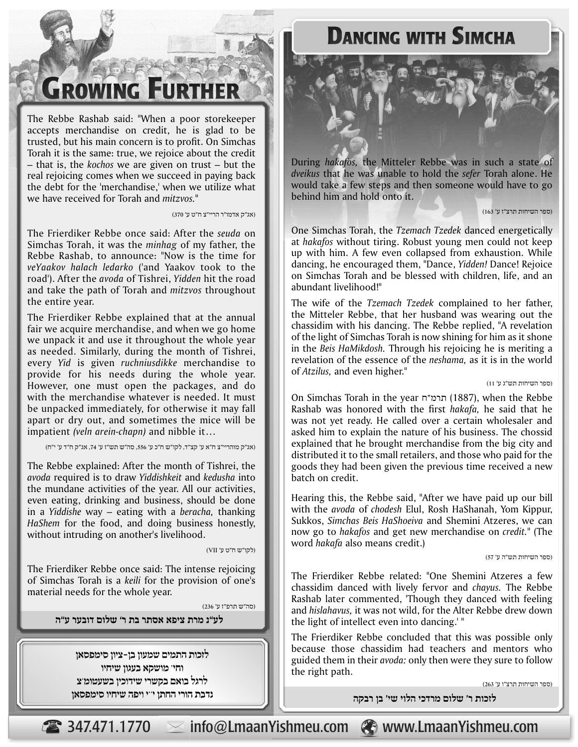# Growing Further

The Rebbe Rashab said: "When a poor storekeeper accepts merchandise on credit, he is glad to be trusted, but his main concern is to profit. On Simchas Torah it is the same: true, we rejoice about the credit – that is, the *kochos* we are given on trust – but the real rejoicing comes when we succeed in paying back the debt for the 'merchandise,' when we utilize what we have received for Torah and *mitzvos.*"

(אג"ק אדמו"ר הריי"צ ח"ט ע' 370)

The Frierdiker Rebbe once said: After the *seuda* on Simchas Torah, it was the *minhag* of my father, the Rebbe Rashab, to announce: "Now is the time for *veYaakov halach ledarko* ('and Yaakov took to the road'). After the *avoda* of Tishrei, *Yidden* hit the road and take the path of Torah and *mitzvos* throughout the entire year.

The Frierdiker Rebbe explained that at the annual fair we acquire merchandise, and when we go home we unpack it and use it throughout the whole year as needed. Similarly, during the month of Tishrei, every *Yid* is given *ruchniusdikke* merchandise to provide for his needs during the whole year. However, one must open the packages, and do with the merchandise whatever is needed. It must be unpacked immediately, for otherwise it may fall apart or dry out, and sometimes the mice will be impatient *(veln arein-chapn)* and nibble it…

(אג"ק מוהריי"צ ח"א ע' קצ"ד, לקו"ש ח"כ ע' 556, סה"ש תש"ז ע' 74, אג"ק ח"ד ע' י"ח)

The Rebbe explained: After the month of Tishrei, the *avoda* required is to draw *Yiddishkeit* and *kedusha* into the mundane activities of the year. All our activities, even eating, drinking and business, should be done in a *Yiddishe* way – eating with a *beracha,* thanking *HaShem* for the food, and doing business honestly, without intruding on another's livelihood.

(לקו"ש ח"ט ע' VII)

The Frierdiker Rebbe once said: The intense rejoicing of Simchas Torah is a *keili* for the provision of one's material needs for the whole year.

(סה"ש תרפ"ז ע' 236)

**לע"נ מרת ציפא אסתר בת ר' שלום דובער ע"ה**

**לזכות התמים שמעון בן-ציון סימפסאן**
**וחי' מושקא בעגון שיחיו**
**לרגל בואם בקשרי שידוכין בשעטומ"צ**
**נדבת הורי החתן י"י ויפה שיחיו סימפסאן**

# Dancing with Simcha

During *hakafos,* the Mitteler Rebbe was in such a state of *dveikus* that he was unable to hold the *sefer* Torah alone. He would take a few steps and then someone would have to go behind him and hold onto it.

(ספר השיחות תרצ"ז ע' 163)

One Simchas Torah, the *Tzemach Tzedek* danced energetically at *hakafos* without tiring. Robust young men could not keep up with him. A few even collapsed from exhaustion. While dancing, he encouraged them, "Dance, *Yidden!* Dance! Rejoice on Simchas Torah and be blessed with children, life, and an abundant livelihood!"

The wife of the *Tzemach Tzedek* complained to her father, the Mitteler Rebbe, that her husband was wearing out the chassidim with his dancing. The Rebbe replied, "A revelation of the light of Simchas Torah is now shining for him as it shone in the *Beis HaMikdosh.* Through his rejoicing he is meriting a revelation of the essence of the *neshama,* as it is in the world of *Atzilus,* and even higher."

(ספר השיחות תש"ג ע' 11)

On Simchas Torah in the year תרמ"ח (1887), when the Rebbe Rashab was honored with the first *hakafa,* he said that he was not yet ready. He called over a certain wholesaler and asked him to explain the nature of his business. The chossid explained that he brought merchandise from the big city and distributed it to the small retailers, and those who paid for the goods they had been given the previous time received a new batch on credit.

Hearing this, the Rebbe said, "After we have paid up our bill with the *avoda* of *chodesh* Elul, Rosh HaShanah, Yom Kippur, Sukkos, *Simchas Beis HaShoeiva* and Shemini Atzeres, we can now go to *hakafos* and get new merchandise on *credit.*" (The word *hakafa* also means credit.)

(ספר השיחות תש"ה ע' 57)

The Frierdiker Rebbe related: "One Shemini Atzeres a few chassidim danced with lively fervor and *chayus.* The Rebbe Rashab later commented, 'Though they danced with feeling and *hislahavus,* it was not wild, for the Alter Rebbe drew down the light of intellect even into dancing.' "

The Frierdiker Rebbe concluded that this was possible only because those chassidim had teachers and mentors who guided them in their *avoda:* only then were they sure to follow the right path.

(ספר השיחות תרצ"ו ע' 263)

**לזכות ר' שלום מרדכי הלוי שי' בן רבקה**

347.471.1770 info@LmaanYishmeu.com www.LmaanYishmeu.com